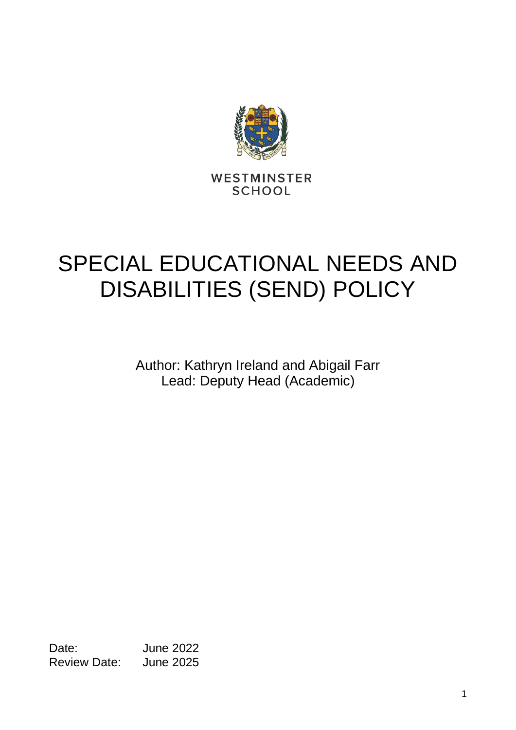WESTMINSTER SCHOOL

# SPECIAL EDUCATIONAL NEEDS AND DISABILITIES (SEND) POLICY

Author: Kathryn Ireland and Abigail Farr
Lead: Deputy Head (Academic)

Date: June 2022
Review Date: June 2025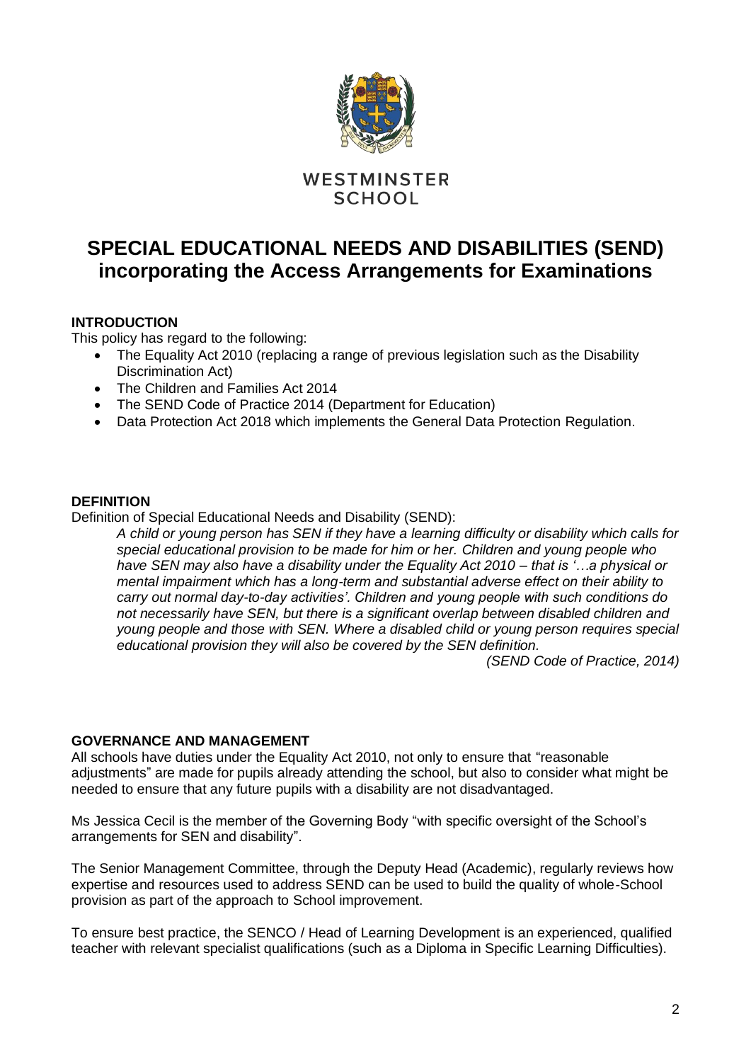WESTMINSTER SCHOOL

# SPECIAL EDUCATIONAL NEEDS AND DISABILITIES (SEND) incorporating the Access Arrangements for Examinations

**INTRODUCTION**

This policy has regard to the following:

- The Equality Act 2010 (replacing a range of previous legislation such as the Disability Discrimination Act)
- The Children and Families Act 2014
- The SEND Code of Practice 2014 (Department for Education)
- Data Protection Act 2018 which implements the General Data Protection Regulation.

**DEFINITION**

Definition of Special Educational Needs and Disability (SEND):

> *A child or young person has SEN if they have a learning difficulty or disability which calls for special educational provision to be made for him or her. Children and young people who have SEN may also have a disability under the Equality Act 2010 – that is '…a physical or mental impairment which has a long-term and substantial adverse effect on their ability to carry out normal day-to-day activities'. Children and young people with such conditions do not necessarily have SEN, but there is a significant overlap between disabled children and young people and those with SEN. Where a disabled child or young person requires special educational provision they will also be covered by the SEN definition.*
>
> *(SEND Code of Practice, 2014)*

**GOVERNANCE AND MANAGEMENT**

All schools have duties under the Equality Act 2010, not only to ensure that "reasonable adjustments" are made for pupils already attending the school, but also to consider what might be needed to ensure that any future pupils with a disability are not disadvantaged.

Ms Jessica Cecil is the member of the Governing Body "with specific oversight of the School's arrangements for SEN and disability".

The Senior Management Committee, through the Deputy Head (Academic), regularly reviews how expertise and resources used to address SEND can be used to build the quality of whole-School provision as part of the approach to School improvement.

To ensure best practice, the SENCO / Head of Learning Development is an experienced, qualified teacher with relevant specialist qualifications (such as a Diploma in Specific Learning Difficulties).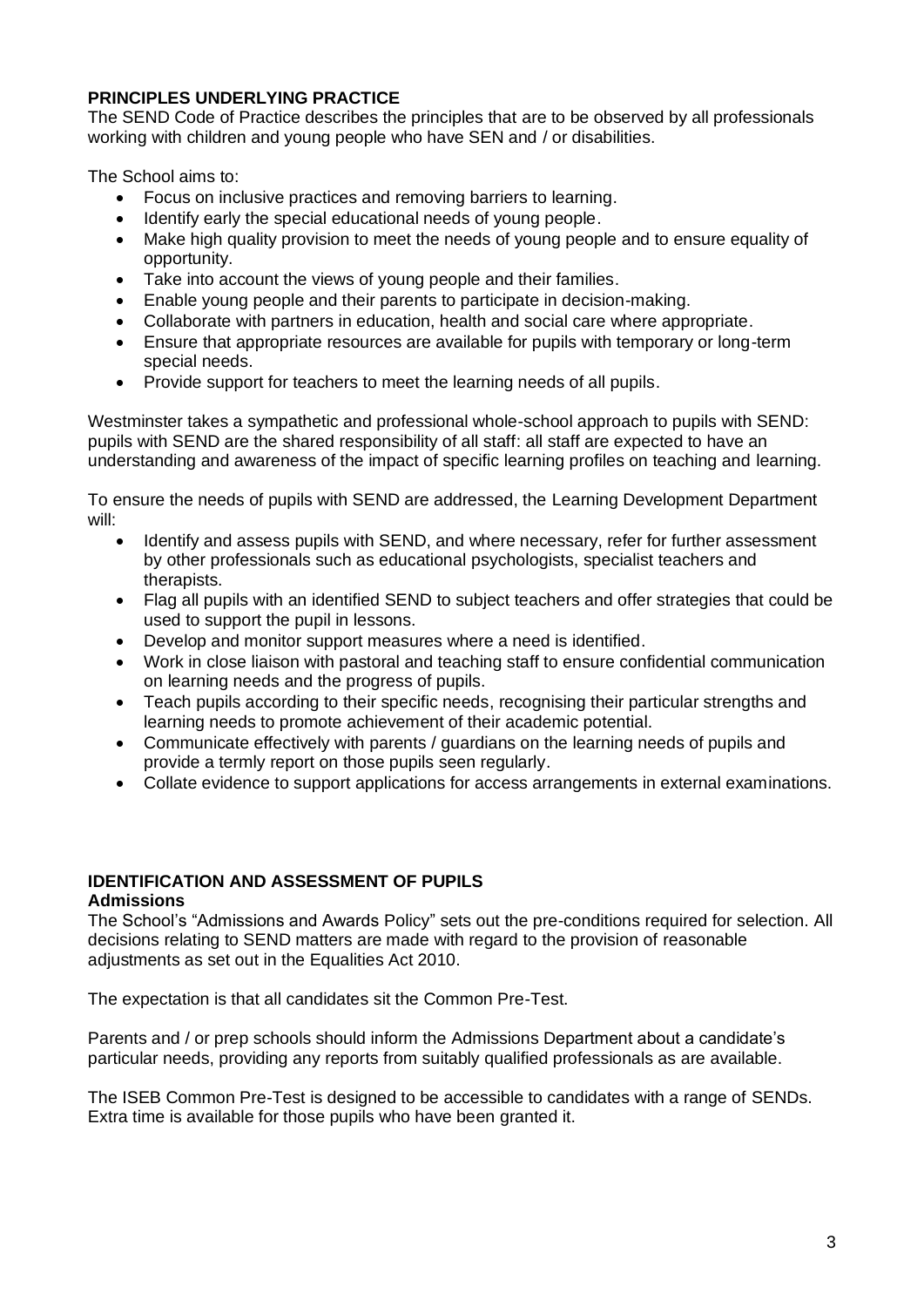## PRINCIPLES UNDERLYING PRACTICE

The SEND Code of Practice describes the principles that are to be observed by all professionals working with children and young people who have SEN and / or disabilities.

The School aims to:

- Focus on inclusive practices and removing barriers to learning.
- Identify early the special educational needs of young people.
- Make high quality provision to meet the needs of young people and to ensure equality of opportunity.
- Take into account the views of young people and their families.
- Enable young people and their parents to participate in decision-making.
- Collaborate with partners in education, health and social care where appropriate.
- Ensure that appropriate resources are available for pupils with temporary or long-term special needs.
- Provide support for teachers to meet the learning needs of all pupils.

Westminster takes a sympathetic and professional whole-school approach to pupils with SEND: pupils with SEND are the shared responsibility of all staff: all staff are expected to have an understanding and awareness of the impact of specific learning profiles on teaching and learning.

To ensure the needs of pupils with SEND are addressed, the Learning Development Department will:

- Identify and assess pupils with SEND, and where necessary, refer for further assessment by other professionals such as educational psychologists, specialist teachers and therapists.
- Flag all pupils with an identified SEND to subject teachers and offer strategies that could be used to support the pupil in lessons.
- Develop and monitor support measures where a need is identified.
- Work in close liaison with pastoral and teaching staff to ensure confidential communication on learning needs and the progress of pupils.
- Teach pupils according to their specific needs, recognising their particular strengths and learning needs to promote achievement of their academic potential.
- Communicate effectively with parents / guardians on the learning needs of pupils and provide a termly report on those pupils seen regularly.
- Collate evidence to support applications for access arrangements in external examinations.

## IDENTIFICATION AND ASSESSMENT OF PUPILS

### Admissions

The School's "Admissions and Awards Policy" sets out the pre-conditions required for selection. All decisions relating to SEND matters are made with regard to the provision of reasonable adjustments as set out in the Equalities Act 2010.

The expectation is that all candidates sit the Common Pre-Test.

Parents and / or prep schools should inform the Admissions Department about a candidate's particular needs, providing any reports from suitably qualified professionals as are available.

The ISEB Common Pre-Test is designed to be accessible to candidates with a range of SENDs. Extra time is available for those pupils who have been granted it.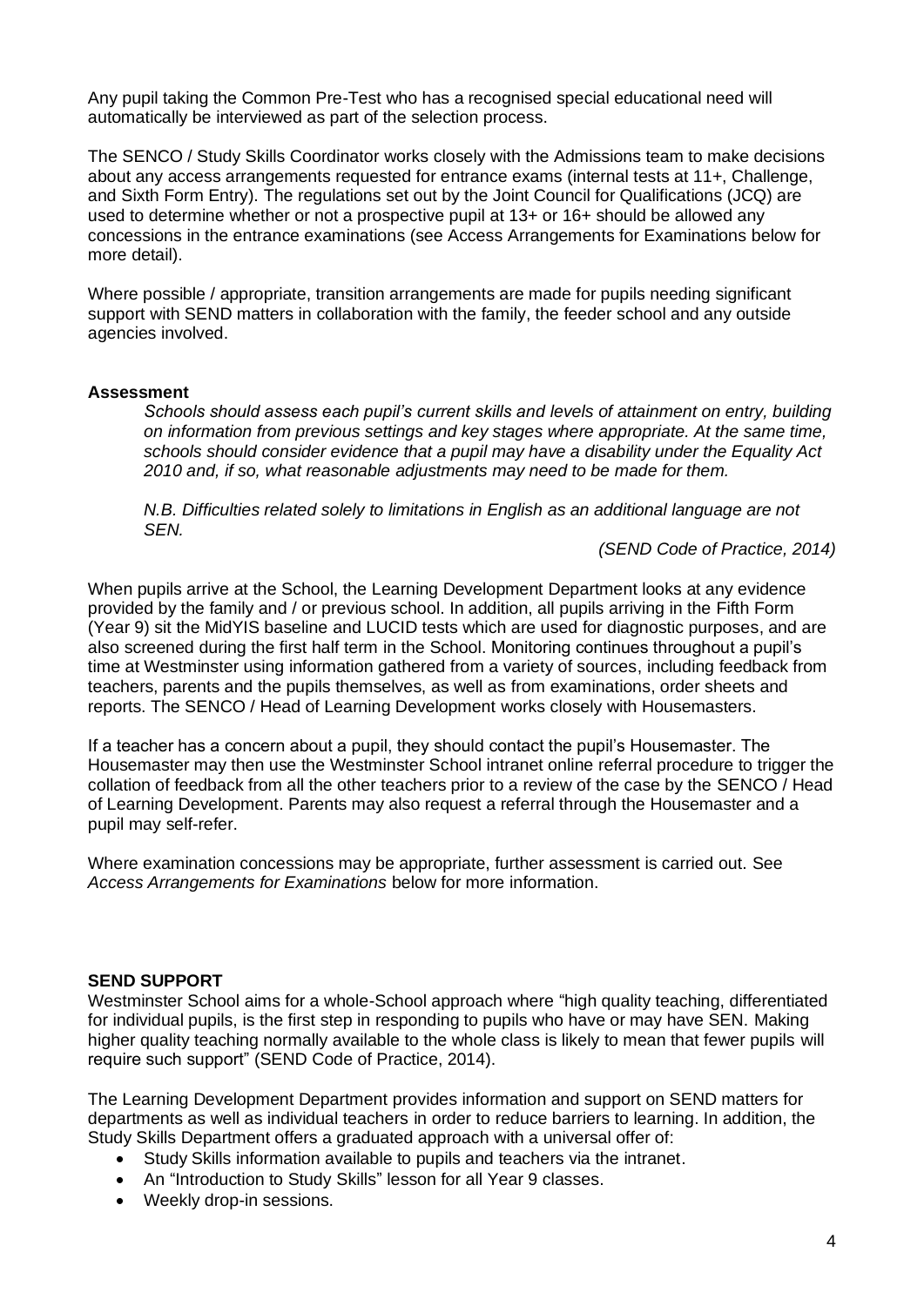Any pupil taking the Common Pre-Test who has a recognised special educational need will automatically be interviewed as part of the selection process.

The SENCO / Study Skills Coordinator works closely with the Admissions team to make decisions about any access arrangements requested for entrance exams (internal tests at 11+, Challenge, and Sixth Form Entry). The regulations set out by the Joint Council for Qualifications (JCQ) are used to determine whether or not a prospective pupil at 13+ or 16+ should be allowed any concessions in the entrance examinations (see Access Arrangements for Examinations below for more detail).

Where possible / appropriate, transition arrangements are made for pupils needing significant support with SEND matters in collaboration with the family, the feeder school and any outside agencies involved.

**Assessment**

> *Schools should assess each pupil's current skills and levels of attainment on entry, building on information from previous settings and key stages where appropriate. At the same time, schools should consider evidence that a pupil may have a disability under the Equality Act 2010 and, if so, what reasonable adjustments may need to be made for them.*
>
> *N.B. Difficulties related solely to limitations in English as an additional language are not SEN.*
>
> *(SEND Code of Practice, 2014)*

When pupils arrive at the School, the Learning Development Department looks at any evidence provided by the family and / or previous school. In addition, all pupils arriving in the Fifth Form (Year 9) sit the MidYIS baseline and LUCID tests which are used for diagnostic purposes, and are also screened during the first half term in the School. Monitoring continues throughout a pupil's time at Westminster using information gathered from a variety of sources, including feedback from teachers, parents and the pupils themselves, as well as from examinations, order sheets and reports. The SENCO / Head of Learning Development works closely with Housemasters.

If a teacher has a concern about a pupil, they should contact the pupil's Housemaster. The Housemaster may then use the Westminster School intranet online referral procedure to trigger the collation of feedback from all the other teachers prior to a review of the case by the SENCO / Head of Learning Development. Parents may also request a referral through the Housemaster and a pupil may self-refer.

Where examination concessions may be appropriate, further assessment is carried out. See *Access Arrangements for Examinations* below for more information.

**SEND SUPPORT**

Westminster School aims for a whole-School approach where "high quality teaching, differentiated for individual pupils, is the first step in responding to pupils who have or may have SEN. Making higher quality teaching normally available to the whole class is likely to mean that fewer pupils will require such support" (SEND Code of Practice, 2014).

The Learning Development Department provides information and support on SEND matters for departments as well as individual teachers in order to reduce barriers to learning. In addition, the Study Skills Department offers a graduated approach with a universal offer of:

- Study Skills information available to pupils and teachers via the intranet.
- An "Introduction to Study Skills" lesson for all Year 9 classes.
- Weekly drop-in sessions.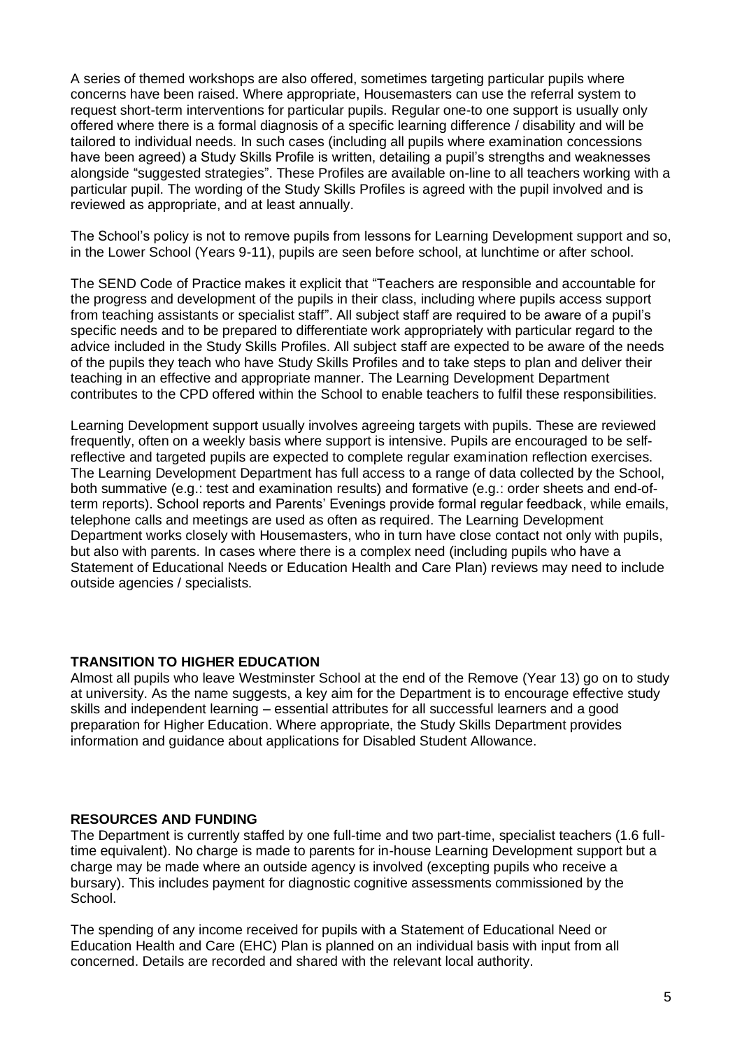A series of themed workshops are also offered, sometimes targeting particular pupils where concerns have been raised. Where appropriate, Housemasters can use the referral system to request short-term interventions for particular pupils. Regular one-to one support is usually only offered where there is a formal diagnosis of a specific learning difference / disability and will be tailored to individual needs. In such cases (including all pupils where examination concessions have been agreed) a Study Skills Profile is written, detailing a pupil's strengths and weaknesses alongside "suggested strategies". These Profiles are available on-line to all teachers working with a particular pupil. The wording of the Study Skills Profiles is agreed with the pupil involved and is reviewed as appropriate, and at least annually.

The School's policy is not to remove pupils from lessons for Learning Development support and so, in the Lower School (Years 9-11), pupils are seen before school, at lunchtime or after school.

The SEND Code of Practice makes it explicit that "Teachers are responsible and accountable for the progress and development of the pupils in their class, including where pupils access support from teaching assistants or specialist staff". All subject staff are required to be aware of a pupil's specific needs and to be prepared to differentiate work appropriately with particular regard to the advice included in the Study Skills Profiles. All subject staff are expected to be aware of the needs of the pupils they teach who have Study Skills Profiles and to take steps to plan and deliver their teaching in an effective and appropriate manner. The Learning Development Department contributes to the CPD offered within the School to enable teachers to fulfil these responsibilities.

Learning Development support usually involves agreeing targets with pupils. These are reviewed frequently, often on a weekly basis where support is intensive. Pupils are encouraged to be self-reflective and targeted pupils are expected to complete regular examination reflection exercises. The Learning Development Department has full access to a range of data collected by the School, both summative (e.g.: test and examination results) and formative (e.g.: order sheets and end-of-term reports). School reports and Parents' Evenings provide formal regular feedback, while emails, telephone calls and meetings are used as often as required. The Learning Development Department works closely with Housemasters, who in turn have close contact not only with pupils, but also with parents. In cases where there is a complex need (including pupils who have a Statement of Educational Needs or Education Health and Care Plan) reviews may need to include outside agencies / specialists.

**TRANSITION TO HIGHER EDUCATION**

Almost all pupils who leave Westminster School at the end of the Remove (Year 13) go on to study at university. As the name suggests, a key aim for the Department is to encourage effective study skills and independent learning – essential attributes for all successful learners and a good preparation for Higher Education. Where appropriate, the Study Skills Department provides information and guidance about applications for Disabled Student Allowance.

**RESOURCES AND FUNDING**

The Department is currently staffed by one full-time and two part-time, specialist teachers (1.6 full-time equivalent). No charge is made to parents for in-house Learning Development support but a charge may be made where an outside agency is involved (excepting pupils who receive a bursary). This includes payment for diagnostic cognitive assessments commissioned by the School.

The spending of any income received for pupils with a Statement of Educational Need or Education Health and Care (EHC) Plan is planned on an individual basis with input from all concerned. Details are recorded and shared with the relevant local authority.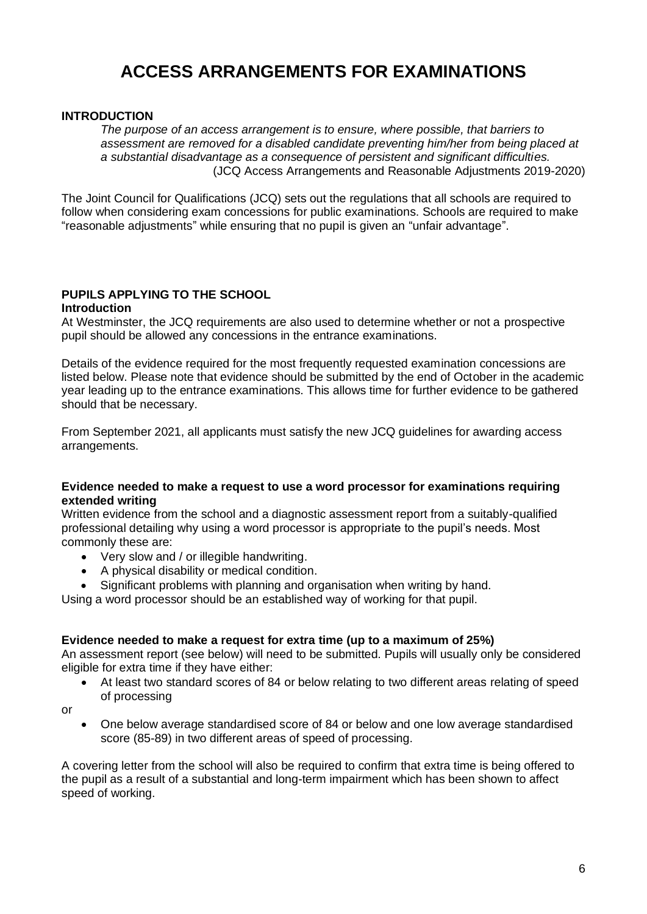# ACCESS ARRANGEMENTS FOR EXAMINATIONS

**INTRODUCTION**

> *The purpose of an access arrangement is to ensure, where possible, that barriers to assessment are removed for a disabled candidate preventing him/her from being placed at a substantial disadvantage as a consequence of persistent and significant difficulties.*
> (JCQ Access Arrangements and Reasonable Adjustments 2019-2020)

The Joint Council for Qualifications (JCQ) sets out the regulations that all schools are required to follow when considering exam concessions for public examinations. Schools are required to make "reasonable adjustments" while ensuring that no pupil is given an "unfair advantage".

**PUPILS APPLYING TO THE SCHOOL**

**Introduction**

At Westminster, the JCQ requirements are also used to determine whether or not a prospective pupil should be allowed any concessions in the entrance examinations.

Details of the evidence required for the most frequently requested examination concessions are listed below. Please note that evidence should be submitted by the end of October in the academic year leading up to the entrance examinations. This allows time for further evidence to be gathered should that be necessary.

From September 2021, all applicants must satisfy the new JCQ guidelines for awarding access arrangements.

**Evidence needed to make a request to use a word processor for examinations requiring extended writing**

Written evidence from the school and a diagnostic assessment report from a suitably-qualified professional detailing why using a word processor is appropriate to the pupil's needs. Most commonly these are:

- Very slow and / or illegible handwriting.
- A physical disability or medical condition.
- Significant problems with planning and organisation when writing by hand.

Using a word processor should be an established way of working for that pupil.

**Evidence needed to make a request for extra time (up to a maximum of 25%)**

An assessment report (see below) will need to be submitted. Pupils will usually only be considered eligible for extra time if they have either:

- At least two standard scores of 84 or below relating to two different areas relating of speed of processing

or

- One below average standardised score of 84 or below and one low average standardised score (85-89) in two different areas of speed of processing.

A covering letter from the school will also be required to confirm that extra time is being offered to the pupil as a result of a substantial and long-term impairment which has been shown to affect speed of working.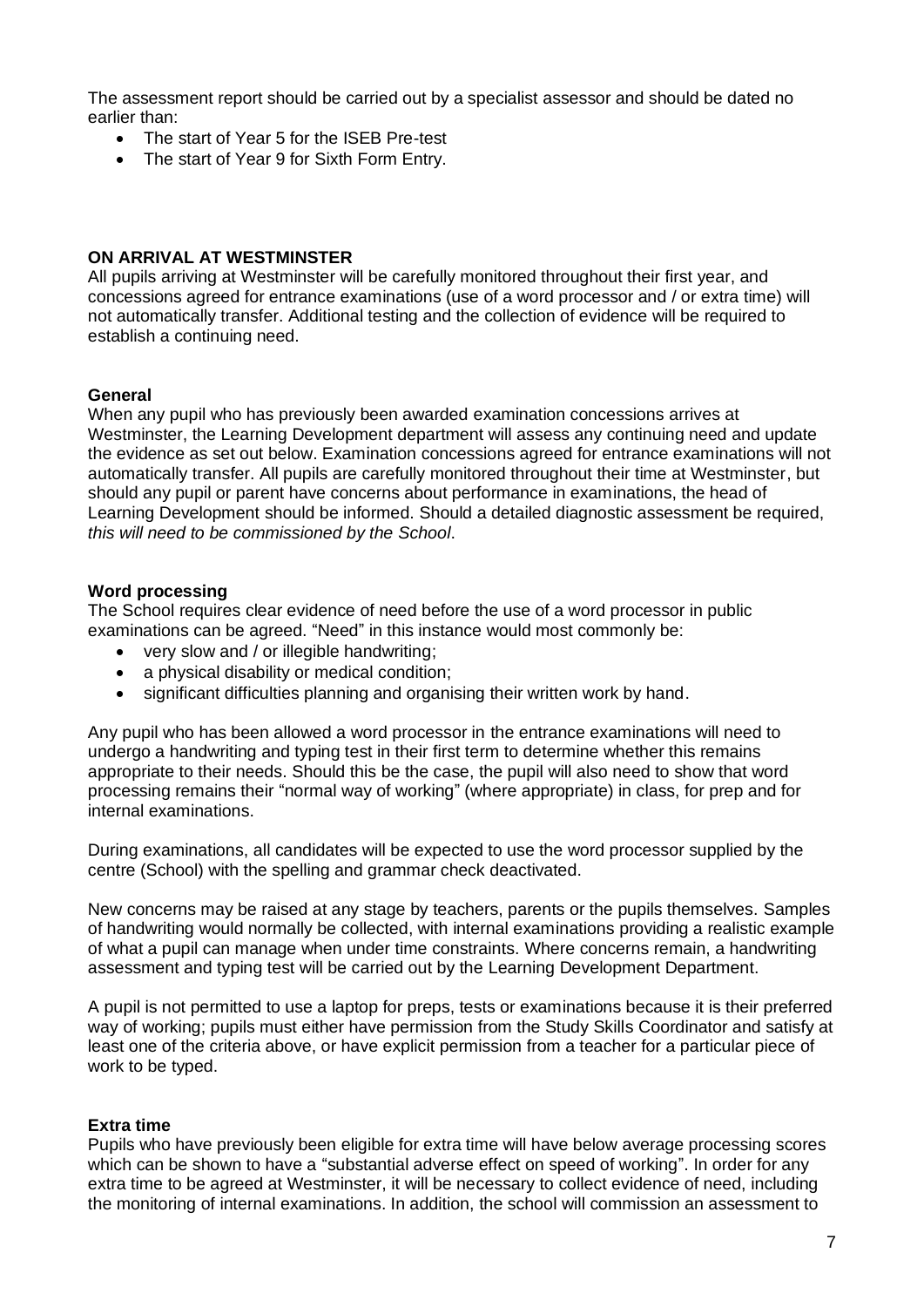The assessment report should be carried out by a specialist assessor and should be dated no earlier than:

- The start of Year 5 for the ISEB Pre-test
- The start of Year 9 for Sixth Form Entry.

## ON ARRIVAL AT WESTMINSTER

All pupils arriving at Westminster will be carefully monitored throughout their first year, and concessions agreed for entrance examinations (use of a word processor and / or extra time) will not automatically transfer. Additional testing and the collection of evidence will be required to establish a continuing need.

### General

When any pupil who has previously been awarded examination concessions arrives at Westminster, the Learning Development department will assess any continuing need and update the evidence as set out below. Examination concessions agreed for entrance examinations will not automatically transfer. All pupils are carefully monitored throughout their time at Westminster, but should any pupil or parent have concerns about performance in examinations, the head of Learning Development should be informed. Should a detailed diagnostic assessment be required, *this will need to be commissioned by the School*.

### Word processing

The School requires clear evidence of need before the use of a word processor in public examinations can be agreed. "Need" in this instance would most commonly be:

- very slow and / or illegible handwriting;
- a physical disability or medical condition;
- significant difficulties planning and organising their written work by hand.

Any pupil who has been allowed a word processor in the entrance examinations will need to undergo a handwriting and typing test in their first term to determine whether this remains appropriate to their needs. Should this be the case, the pupil will also need to show that word processing remains their "normal way of working" (where appropriate) in class, for prep and for internal examinations.

During examinations, all candidates will be expected to use the word processor supplied by the centre (School) with the spelling and grammar check deactivated.

New concerns may be raised at any stage by teachers, parents or the pupils themselves. Samples of handwriting would normally be collected, with internal examinations providing a realistic example of what a pupil can manage when under time constraints. Where concerns remain, a handwriting assessment and typing test will be carried out by the Learning Development Department.

A pupil is not permitted to use a laptop for preps, tests or examinations because it is their preferred way of working; pupils must either have permission from the Study Skills Coordinator and satisfy at least one of the criteria above, or have explicit permission from a teacher for a particular piece of work to be typed.

### Extra time

Pupils who have previously been eligible for extra time will have below average processing scores which can be shown to have a "substantial adverse effect on speed of working". In order for any extra time to be agreed at Westminster, it will be necessary to collect evidence of need, including the monitoring of internal examinations. In addition, the school will commission an assessment to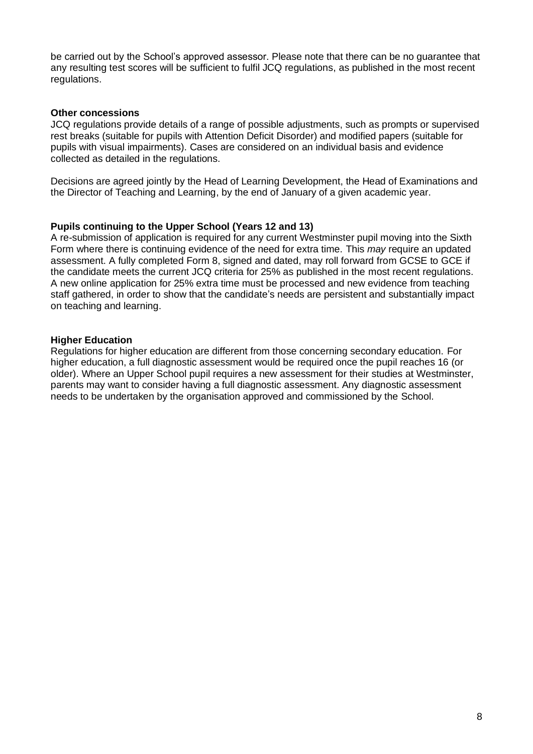be carried out by the School's approved assessor. Please note that there can be no guarantee that any resulting test scores will be sufficient to fulfil JCQ regulations, as published in the most recent regulations.

**Other concessions**

JCQ regulations provide details of a range of possible adjustments, such as prompts or supervised rest breaks (suitable for pupils with Attention Deficit Disorder) and modified papers (suitable for pupils with visual impairments). Cases are considered on an individual basis and evidence collected as detailed in the regulations.

Decisions are agreed jointly by the Head of Learning Development, the Head of Examinations and the Director of Teaching and Learning, by the end of January of a given academic year.

**Pupils continuing to the Upper School (Years 12 and 13)**

A re-submission of application is required for any current Westminster pupil moving into the Sixth Form where there is continuing evidence of the need for extra time. This *may* require an updated assessment. A fully completed Form 8, signed and dated, may roll forward from GCSE to GCE if the candidate meets the current JCQ criteria for 25% as published in the most recent regulations. A new online application for 25% extra time must be processed and new evidence from teaching staff gathered, in order to show that the candidate's needs are persistent and substantially impact on teaching and learning.

**Higher Education**

Regulations for higher education are different from those concerning secondary education. For higher education, a full diagnostic assessment would be required once the pupil reaches 16 (or older). Where an Upper School pupil requires a new assessment for their studies at Westminster, parents may want to consider having a full diagnostic assessment. Any diagnostic assessment needs to be undertaken by the organisation approved and commissioned by the School.